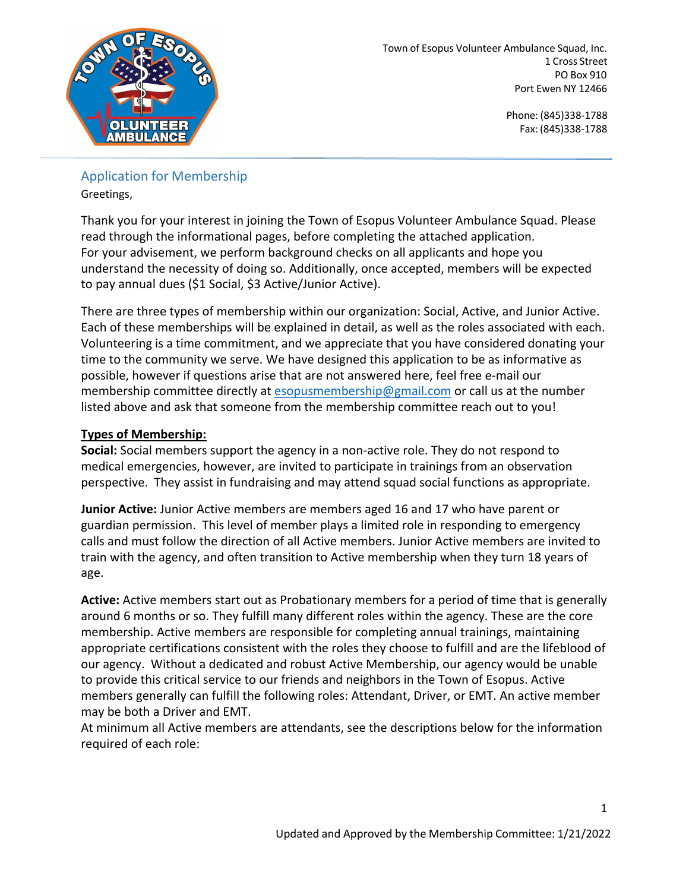Town of Esopus Volunteer Ambulance Squad, Inc.
1 Cross Street
PO Box 910
Port Ewen NY 12466

Phone: (845)338-1788
Fax: (845)338-1788

## Application for Membership

Greetings,

Thank you for your interest in joining the Town of Esopus Volunteer Ambulance Squad. Please read through the informational pages, before completing the attached application.
For your advisement, we perform background checks on all applicants and hope you understand the necessity of doing so. Additionally, once accepted, members will be expected to pay annual dues ($1 Social, $3 Active/Junior Active).

There are three types of membership within our organization: Social, Active, and Junior Active. Each of these memberships will be explained in detail, as well as the roles associated with each. Volunteering is a time commitment, and we appreciate that you have considered donating your time to the community we serve. We have designed this application to be as informative as possible, however if questions arise that are not answered here, feel free e-mail our membership committee directly at esopusmembership@gmail.com or call us at the number listed above and ask that someone from the membership committee reach out to you!

**Types of Membership:**

**Social:** Social members support the agency in a non-active role. They do not respond to medical emergencies, however, are invited to participate in trainings from an observation perspective. They assist in fundraising and may attend squad social functions as appropriate.

**Junior Active:** Junior Active members are members aged 16 and 17 who have parent or guardian permission. This level of member plays a limited role in responding to emergency calls and must follow the direction of all Active members. Junior Active members are invited to train with the agency, and often transition to Active membership when they turn 18 years of age.

**Active:** Active members start out as Probationary members for a period of time that is generally around 6 months or so. They fulfill many different roles within the agency. These are the core membership. Active members are responsible for completing annual trainings, maintaining appropriate certifications consistent with the roles they choose to fulfill and are the lifeblood of our agency. Without a dedicated and robust Active Membership, our agency would be unable to provide this critical service to our friends and neighbors in the Town of Esopus. Active members generally can fulfill the following roles: Attendant, Driver, or EMT. An active member may be both a Driver and EMT.
At minimum all Active members are attendants, see the descriptions below for the information required of each role:

Updated and Approved by the Membership Committee: 1/21/2022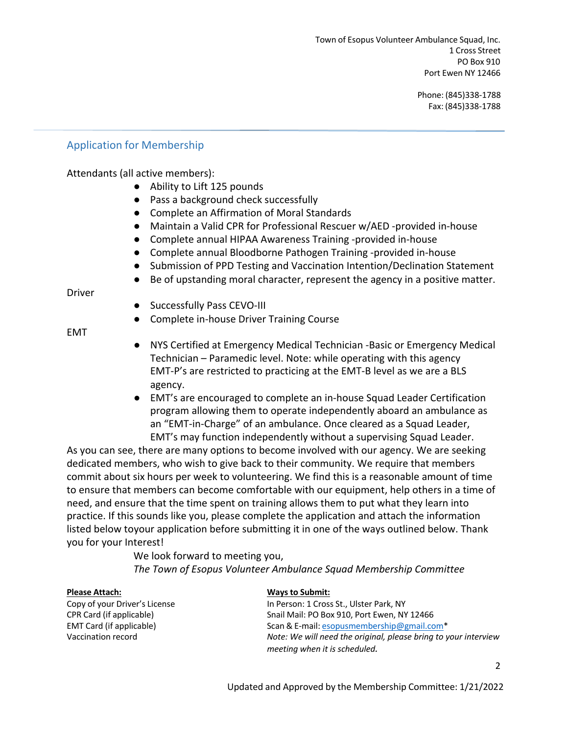Town of Esopus Volunteer Ambulance Squad, Inc.
1 Cross Street
PO Box 910
Port Ewen NY 12466

Phone: (845)338-1788
Fax: (845)338-1788

## Application for Membership

Attendants (all active members):

- Ability to Lift 125 pounds
- Pass a background check successfully
- Complete an Affirmation of Moral Standards
- Maintain a Valid CPR for Professional Rescuer w/AED -provided in-house
- Complete annual HIPAA Awareness Training -provided in-house
- Complete annual Bloodborne Pathogen Training -provided in-house
- Submission of PPD Testing and Vaccination Intention/Declination Statement
- Be of upstanding moral character, represent the agency in a positive matter.

Driver

- Successfully Pass CEVO-III
- Complete in-house Driver Training Course

EMT

- NYS Certified at Emergency Medical Technician -Basic or Emergency Medical Technician – Paramedic level. Note: while operating with this agency EMT-P's are restricted to practicing at the EMT-B level as we are a BLS agency.
- EMT's are encouraged to complete an in-house Squad Leader Certification program allowing them to operate independently aboard an ambulance as an "EMT-in-Charge" of an ambulance. Once cleared as a Squad Leader, EMT's may function independently without a supervising Squad Leader.

As you can see, there are many options to become involved with our agency. We are seeking dedicated members, who wish to give back to their community. We require that members commit about six hours per week to volunteering. We find this is a reasonable amount of time to ensure that members can become comfortable with our equipment, help others in a time of need, and ensure that the time spent on training allows them to put what they learn into practice. If this sounds like you, please complete the application and attach the information listed below toyour application before submitting it in one of the ways outlined below. Thank you for your Interest!

We look forward to meeting you,
*The Town of Esopus Volunteer Ambulance Squad Membership Committee*

**Please Attach:**
Copy of your Driver's License
CPR Card (if applicable)
EMT Card (if applicable)
Vaccination record

**Ways to Submit:**
In Person: 1 Cross St., Ulster Park, NY
Snail Mail: PO Box 910, Port Ewen, NY 12466
Scan & E-mail: esopusmembership@gmail.com*
*Note: We will need the original, please bring to your interview meeting when it is scheduled.*

Updated and Approved by the Membership Committee: 1/21/2022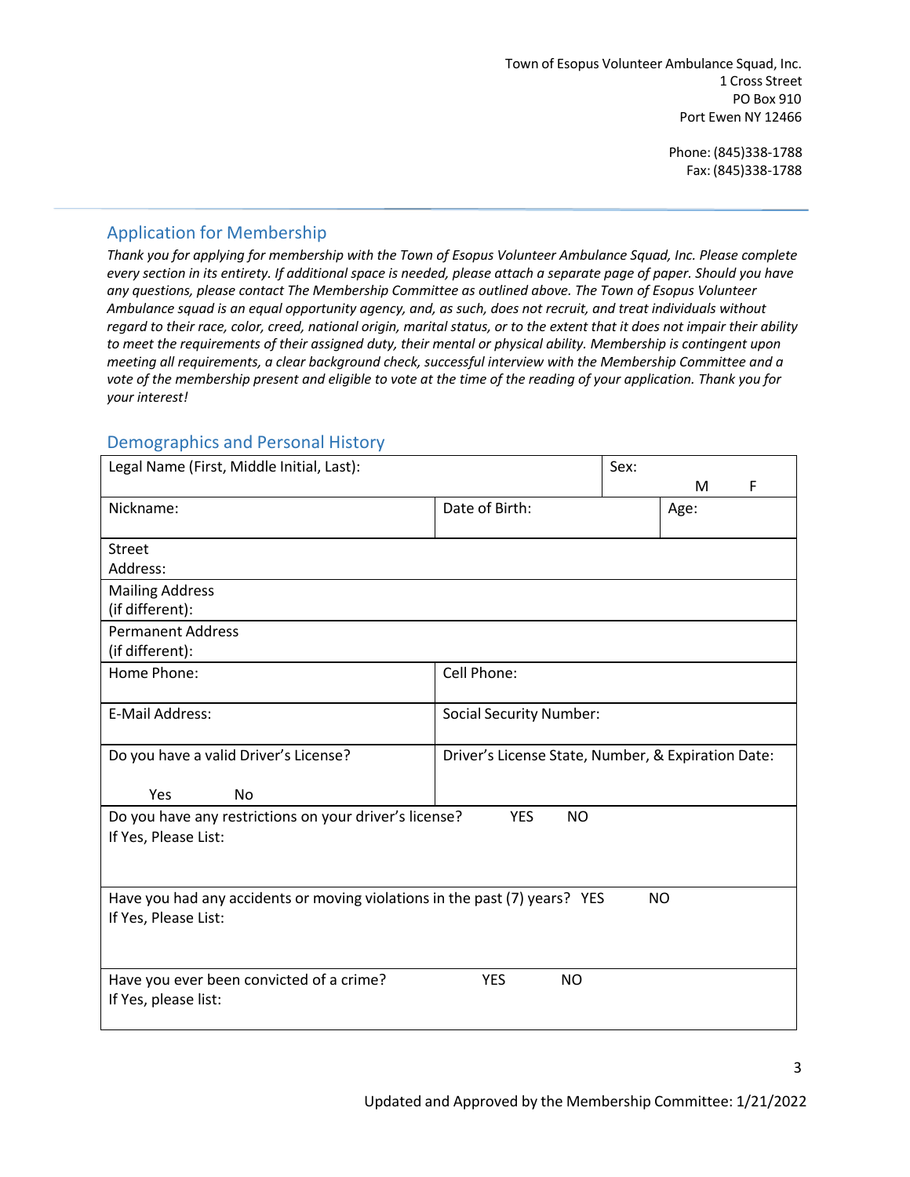Town of Esopus Volunteer Ambulance Squad, Inc.
1 Cross Street
PO Box 910
Port Ewen NY 12466

Phone: (845)338-1788
Fax: (845)338-1788

## Application for Membership

*Thank you for applying for membership with the Town of Esopus Volunteer Ambulance Squad, Inc. Please complete every section in its entirety. If additional space is needed, please attach a separate page of paper. Should you have any questions, please contact The Membership Committee as outlined above. The Town of Esopus Volunteer Ambulance squad is an equal opportunity agency, and, as such, does not recruit, and treat individuals without regard to their race, color, creed, national origin, marital status, or to the extent that it does not impair their ability to meet the requirements of their assigned duty, their mental or physical ability. Membership is contingent upon meeting all requirements, a clear background check, successful interview with the Membership Committee and a vote of the membership present and eligible to vote at the time of the reading of your application. Thank you for your interest!*

## Demographics and Personal History

| | | |
|---|---|---|
| Legal Name (First, Middle Initial, Last): | | Sex: M F |
| Nickname: | Date of Birth: | Age: |
| Street Address: | | |
| Mailing Address (if different): | | |
| Permanent Address (if different): | | |
| Home Phone: | Cell Phone: | |
| E-Mail Address: | Social Security Number: | |
| Do you have a valid Driver's License? Yes No | Driver's License State, Number, & Expiration Date: | |
| Do you have any restrictions on your driver's license? YES NO<br>If Yes, Please List: | | |
| Have you had any accidents or moving violations in the past (7) years? YES NO<br>If Yes, Please List: | | |
| Have you ever been convicted of a crime? YES NO<br>If Yes, please list: | | |

Updated and Approved by the Membership Committee: 1/21/2022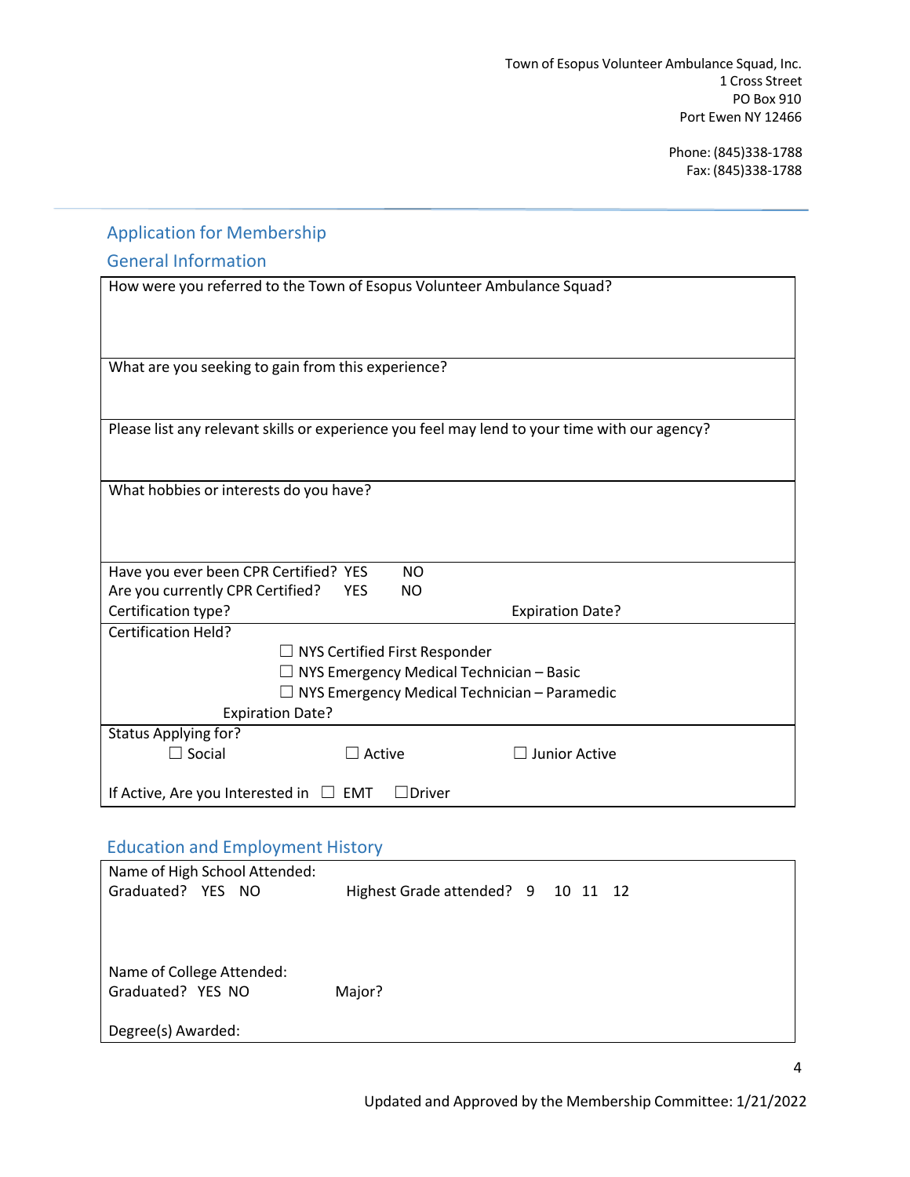Town of Esopus Volunteer Ambulance Squad, Inc.
1 Cross Street
PO Box 910
Port Ewen NY 12466

Phone: (845)338-1788
Fax: (845)338-1788

## Application for Membership

### General Information

How were you referred to the Town of Esopus Volunteer Ambulance Squad?

What are you seeking to gain from this experience?

Please list any relevant skills or experience you feel may lend to your time with our agency?

What hobbies or interests do you have?

Have you ever been CPR Certified? YES NO
Are you currently CPR Certified? YES NO
Certification type? Expiration Date?

Certification Held?

- ☐ NYS Certified First Responder
- ☐ NYS Emergency Medical Technician – Basic
- ☐ NYS Emergency Medical Technician – Paramedic

Expiration Date?

Status Applying for?
☐ Social ☐ Active ☐ Junior Active

If Active, Are you Interested in ☐ EMT ☐Driver

### Education and Employment History

Name of High School Attended:
Graduated? YES NO Highest Grade attended? 9 10 11 12

Name of College Attended:
Graduated? YES NO Major?

Degree(s) Awarded:

Updated and Approved by the Membership Committee: 1/21/2022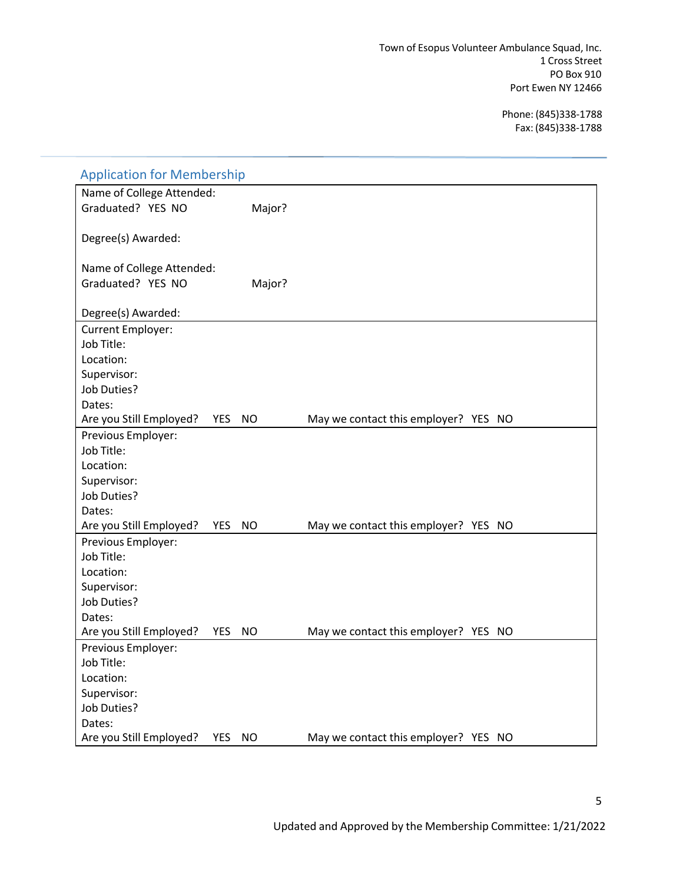Town of Esopus Volunteer Ambulance Squad, Inc.
1 Cross Street
PO Box 910
Port Ewen NY 12466

Phone: (845)338-1788
Fax: (845)338-1788

## Application for Membership

| |
|---|
| Name of College Attended:<br>Graduated? YES NO Major?<br><br>Degree(s) Awarded:<br><br>Name of College Attended:<br>Graduated? YES NO Major?<br><br>Degree(s) Awarded: |
| Current Employer:<br>Job Title:<br>Location:<br>Supervisor:<br>Job Duties?<br>Dates:<br>Are you Still Employed? YES NO May we contact this employer? YES NO |
| Previous Employer:<br>Job Title:<br>Location:<br>Supervisor:<br>Job Duties?<br>Dates:<br>Are you Still Employed? YES NO May we contact this employer? YES NO |
| Previous Employer:<br>Job Title:<br>Location:<br>Supervisor:<br>Job Duties?<br>Dates:<br>Are you Still Employed? YES NO May we contact this employer? YES NO |
| Previous Employer:<br>Job Title:<br>Location:<br>Supervisor:<br>Job Duties?<br>Dates:<br>Are you Still Employed? YES NO May we contact this employer? YES NO |

Updated and Approved by the Membership Committee: 1/21/2022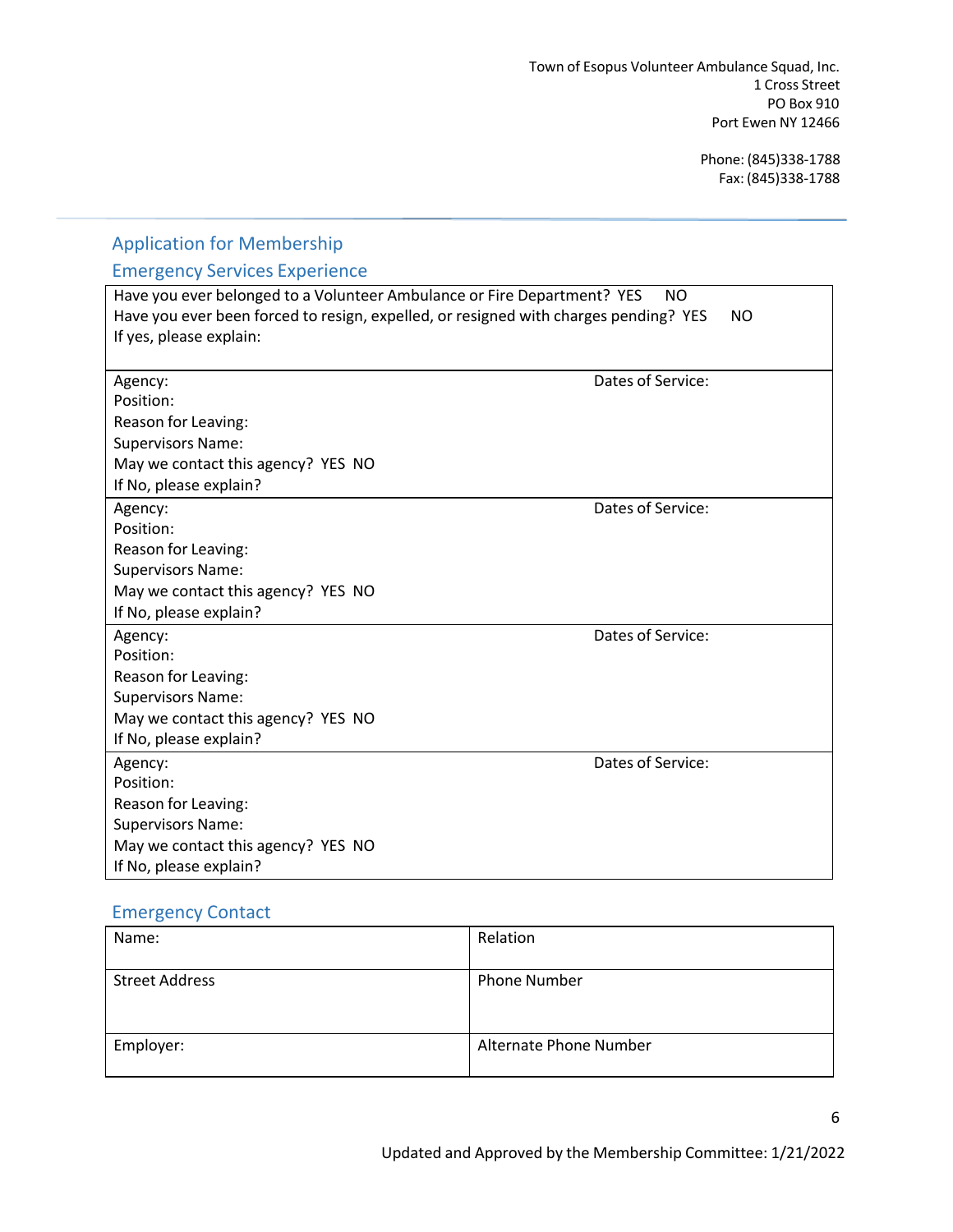Town of Esopus Volunteer Ambulance Squad, Inc.
1 Cross Street
PO Box 910
Port Ewen NY 12466

Phone: (845)338-1788
Fax: (845)338-1788

## Application for Membership

### Emergency Services Experience

Have you ever belonged to a Volunteer Ambulance or Fire Department? YES NO
Have you ever been forced to resign, expelled, or resigned with charges pending? YES NO
If yes, please explain:

---

Agency: Dates of Service:
Position:
Reason for Leaving:
Supervisors Name:
May we contact this agency? YES NO
If No, please explain?

---

Agency: Dates of Service:
Position:
Reason for Leaving:
Supervisors Name:
May we contact this agency? YES NO
If No, please explain?

---

Agency: Dates of Service:
Position:
Reason for Leaving:
Supervisors Name:
May we contact this agency? YES NO
If No, please explain?

---

Agency: Dates of Service:
Position:
Reason for Leaving:
Supervisors Name:
May we contact this agency? YES NO
If No, please explain?

### Emergency Contact

| Name: | Relation |
|---|---|
| Street Address | Phone Number |
| Employer: | Alternate Phone Number |

Updated and Approved by the Membership Committee: 1/21/2022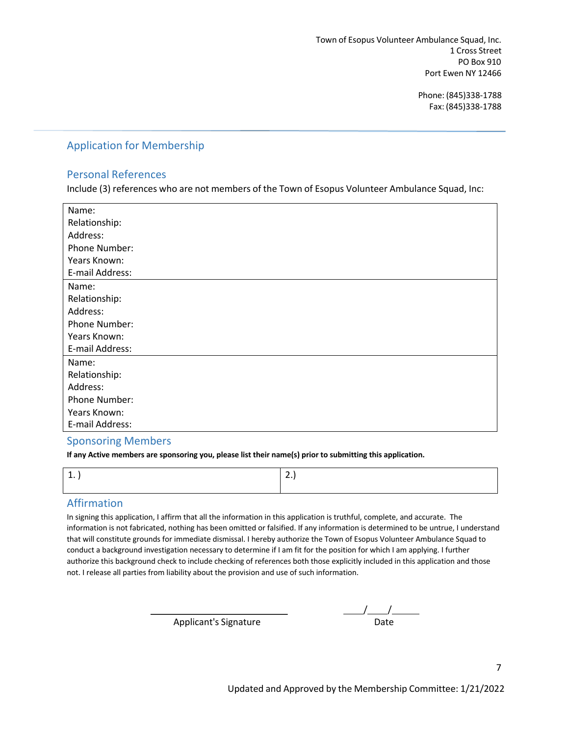Town of Esopus Volunteer Ambulance Squad, Inc.
1 Cross Street
PO Box 910
Port Ewen NY 12466

Phone: (845)338-1788
Fax: (845)338-1788

## Application for Membership

### Personal References

Include (3) references who are not members of the Town of Esopus Volunteer Ambulance Squad, Inc:

| |
|---|
| Name:<br>Relationship:<br>Address:<br>Phone Number:<br>Years Known:<br>E-mail Address: |
| Name:<br>Relationship:<br>Address:<br>Phone Number:<br>Years Known:<br>E-mail Address: |
| Name:<br>Relationship:<br>Address:<br>Phone Number:<br>Years Known:<br>E-mail Address: |

### Sponsoring Members

**If any Active members are sponsoring you, please list their name(s) prior to submitting this application.**

| 1. ) | 2.) |
|---|---|

### Affirmation

In signing this application, I affirm that all the information in this application is truthful, complete, and accurate. The information is not fabricated, nothing has been omitted or falsified. If any information is determined to be untrue, I understand that will constitute grounds for immediate dismissal. I hereby authorize the Town of Esopus Volunteer Ambulance Squad to conduct a background investigation necessary to determine if I am fit for the position for which I am applying. I further authorize this background check to include checking of references both those explicitly included in this application and those not. I release all parties from liability about the provision and use of such information.

\_\_\_\_\_\_\_\_\_\_\_\_\_\_\_\_\_\_\_\_\_\_\_\_\_\_\_\_\_\_
Applicant's Signature

\_\_\_\_/\_\_\_\_/\_\_\_\_\_
Date

Updated and Approved by the Membership Committee: 1/21/2022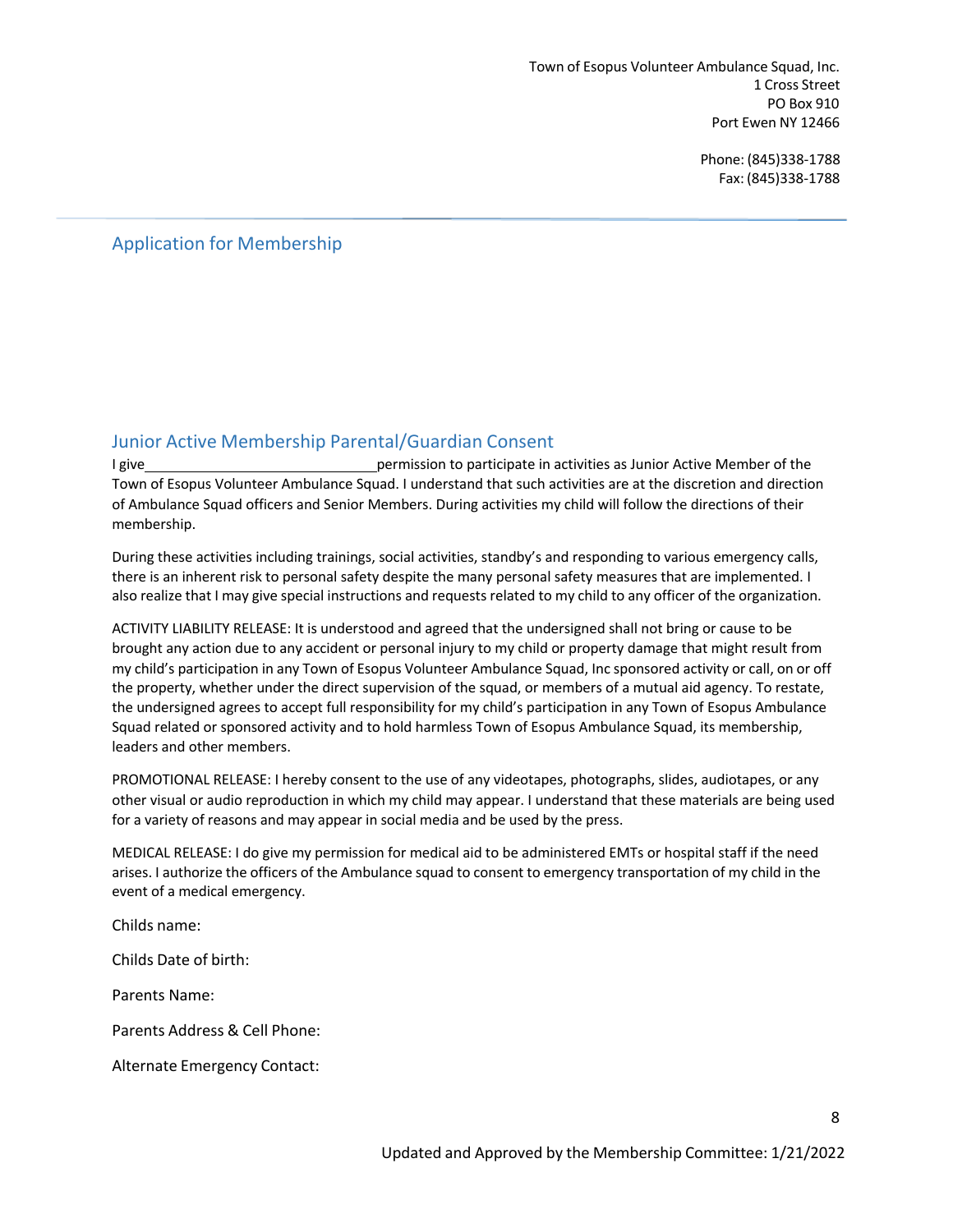Town of Esopus Volunteer Ambulance Squad, Inc.
1 Cross Street
PO Box 910
Port Ewen NY 12466

Phone: (845)338-1788
Fax: (845)338-1788

## Application for Membership

## Junior Active Membership Parental/Guardian Consent

I give\_\_\_\_\_\_\_\_\_\_\_\_\_\_\_\_\_\_\_\_\_\_\_\_\_\_\_\_\_\_permission to participate in activities as Junior Active Member of the Town of Esopus Volunteer Ambulance Squad. I understand that such activities are at the discretion and direction of Ambulance Squad officers and Senior Members. During activities my child will follow the directions of their membership.

During these activities including trainings, social activities, standby's and responding to various emergency calls, there is an inherent risk to personal safety despite the many personal safety measures that are implemented. I also realize that I may give special instructions and requests related to my child to any officer of the organization.

ACTIVITY LIABILITY RELEASE: It is understood and agreed that the undersigned shall not bring or cause to be brought any action due to any accident or personal injury to my child or property damage that might result from my child's participation in any Town of Esopus Volunteer Ambulance Squad, Inc sponsored activity or call, on or off the property, whether under the direct supervision of the squad, or members of a mutual aid agency. To restate, the undersigned agrees to accept full responsibility for my child's participation in any Town of Esopus Ambulance Squad related or sponsored activity and to hold harmless Town of Esopus Ambulance Squad, its membership, leaders and other members.

PROMOTIONAL RELEASE: I hereby consent to the use of any videotapes, photographs, slides, audiotapes, or any other visual or audio reproduction in which my child may appear. I understand that these materials are being used for a variety of reasons and may appear in social media and be used by the press.

MEDICAL RELEASE: I do give my permission for medical aid to be administered EMTs or hospital staff if the need arises. I authorize the officers of the Ambulance squad to consent to emergency transportation of my child in the event of a medical emergency.

Childs name:

Childs Date of birth:

Parents Name:

Parents Address & Cell Phone:

Alternate Emergency Contact:

Updated and Approved by the Membership Committee: 1/21/2022